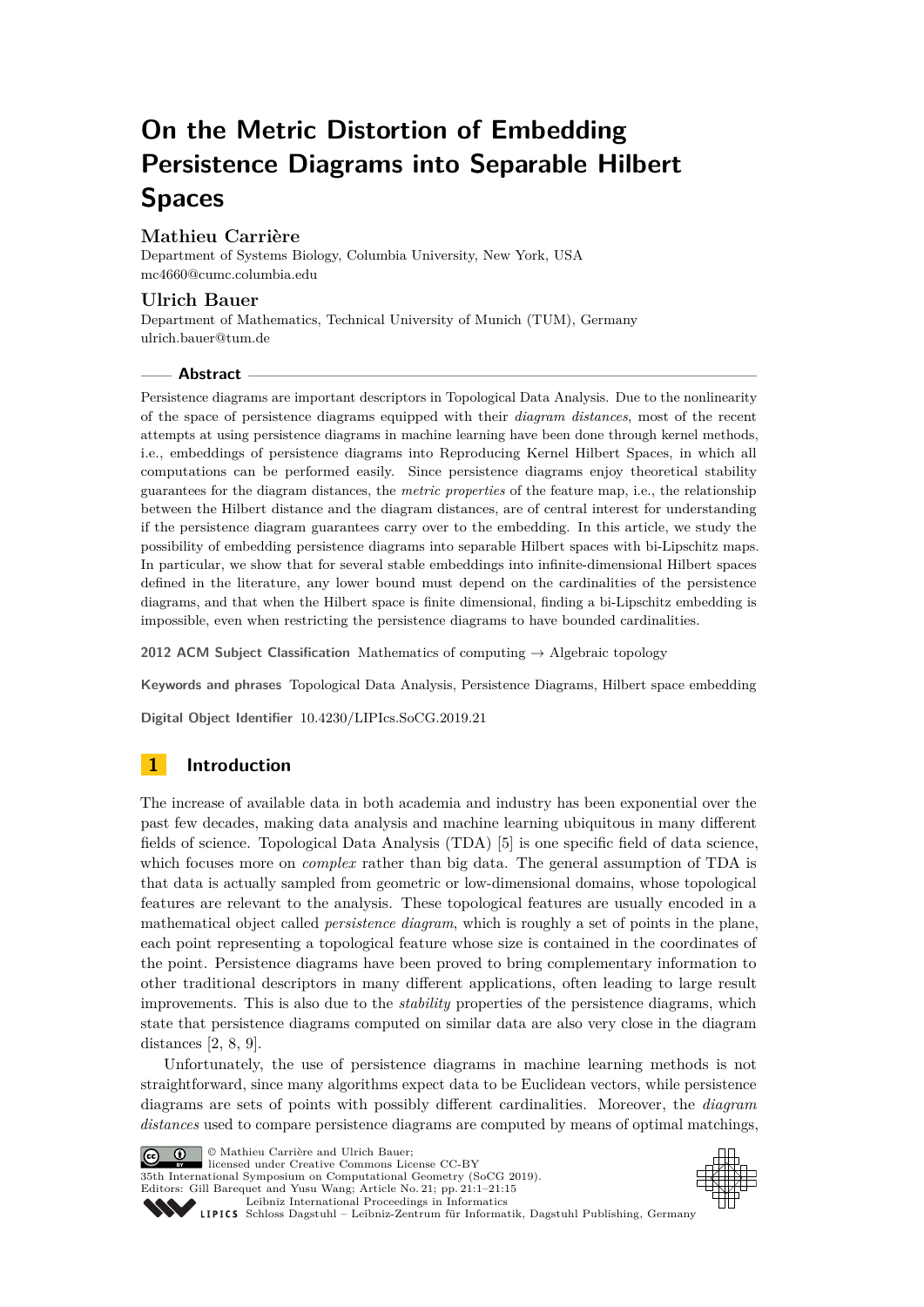# On the Metric Distortion of Embedding Persistence Diagrams into Separable Hilbert Spaces

## Mathieu Carrière

Department of Systems Biology, Columbia University, New York, USA
mc4660@cumc.columbia.edu

## Ulrich Bauer

Department of Mathematics, Technical University of Munich (TUM), Germany
ulrich.bauer@tum.de

### Abstract

Persistence diagrams are important descriptors in Topological Data Analysis. Due to the nonlinearity of the space of persistence diagrams equipped with their *diagram distances*, most of the recent attempts at using persistence diagrams in machine learning have been done through kernel methods, i.e., embeddings of persistence diagrams into Reproducing Kernel Hilbert Spaces, in which all computations can be performed easily. Since persistence diagrams enjoy theoretical stability guarantees for the diagram distances, the *metric properties* of the feature map, i.e., the relationship between the Hilbert distance and the diagram distances, are of central interest for understanding if the persistence diagram guarantees carry over to the embedding. In this article, we study the possibility of embedding persistence diagrams into separable Hilbert spaces with bi-Lipschitz maps. In particular, we show that for several stable embeddings into infinite-dimensional Hilbert spaces defined in the literature, any lower bound must depend on the cardinalities of the persistence diagrams, and that when the Hilbert space is finite dimensional, finding a bi-Lipschitz embedding is impossible, even when restricting the persistence diagrams to have bounded cardinalities.

**2012 ACM Subject Classification** Mathematics of computing → Algebraic topology

**Keywords and phrases** Topological Data Analysis, Persistence Diagrams, Hilbert space embedding

**Digital Object Identifier** 10.4230/LIPIcs.SoCG.2019.21

## 1 Introduction

The increase of available data in both academia and industry has been exponential over the past few decades, making data analysis and machine learning ubiquitous in many different fields of science. Topological Data Analysis (TDA) [5] is one specific field of data science, which focuses more on *complex* rather than big data. The general assumption of TDA is that data is actually sampled from geometric or low-dimensional domains, whose topological features are relevant to the analysis. These topological features are usually encoded in a mathematical object called *persistence diagram*, which is roughly a set of points in the plane, each point representing a topological feature whose size is contained in the coordinates of the point. Persistence diagrams have been proved to bring complementary information to other traditional descriptors in many different applications, often leading to large result improvements. This is also due to the *stability* properties of the persistence diagrams, which state that persistence diagrams computed on similar data are also very close in the diagram distances [2, 8, 9].

Unfortunately, the use of persistence diagrams in machine learning methods is not straightforward, since many algorithms expect data to be Euclidean vectors, while persistence diagrams are sets of points with possibly different cardinalities. Moreover, the *diagram distances* used to compare persistence diagrams are computed by means of optimal matchings,

© Mathieu Carrière and Ulrich Bauer;
licensed under Creative Commons License CC-BY
35th International Symposium on Computational Geometry (SoCG 2019).
Editors: Gill Barequet and Yusu Wang; Article No. 21; pp. 21:1–21:15
Leibniz International Proceedings in Informatics
Schloss Dagstuhl – Leibniz-Zentrum für Informatik, Dagstuhl Publishing, Germany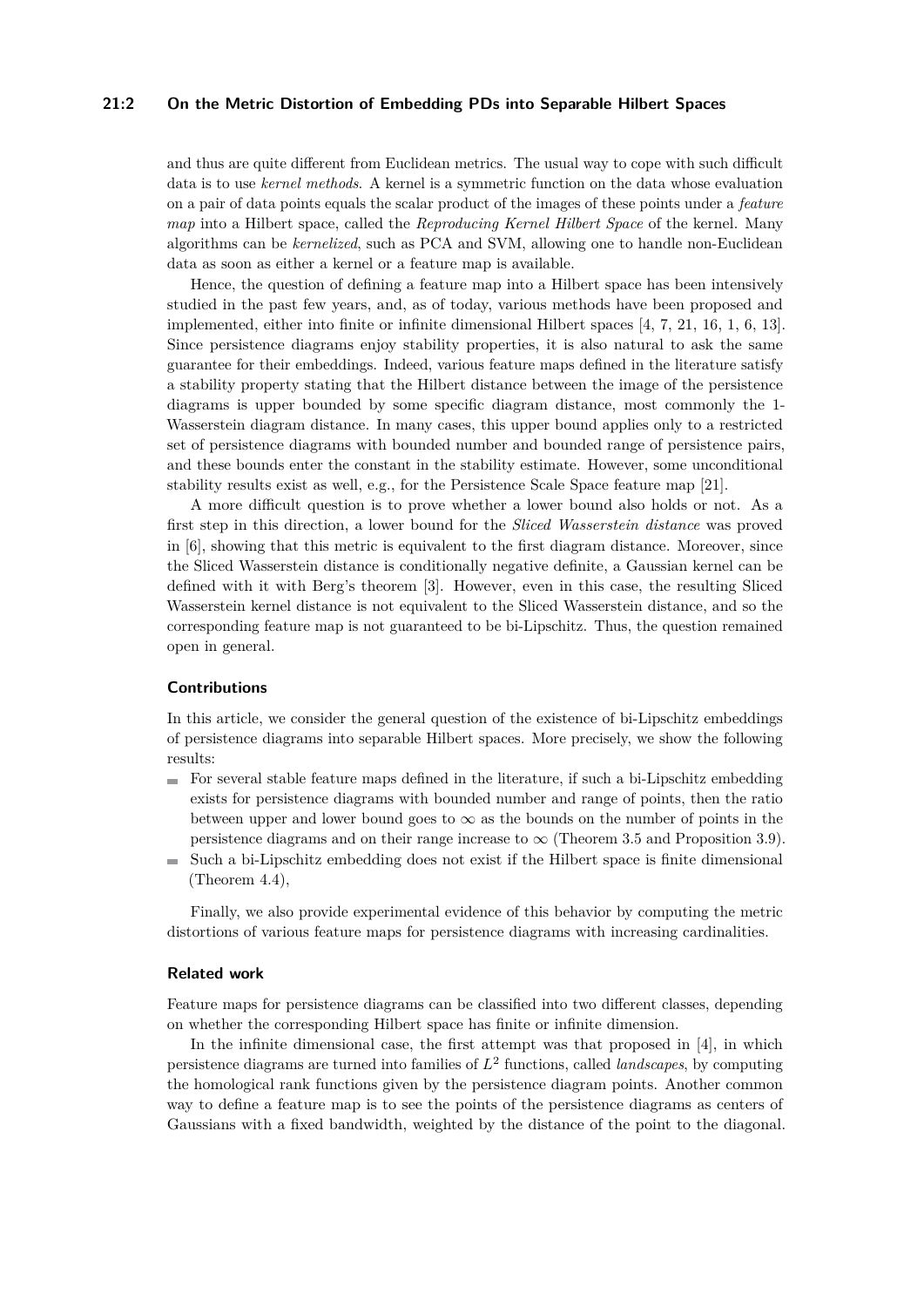and thus are quite different from Euclidean metrics. The usual way to cope with such difficult data is to use *kernel methods*. A kernel is a symmetric function on the data whose evaluation on a pair of data points equals the scalar product of the images of these points under a *feature map* into a Hilbert space, called the *Reproducing Kernel Hilbert Space* of the kernel. Many algorithms can be *kernelized*, such as PCA and SVM, allowing one to handle non-Euclidean data as soon as either a kernel or a feature map is available.

Hence, the question of defining a feature map into a Hilbert space has been intensively studied in the past few years, and, as of today, various methods have been proposed and implemented, either into finite or infinite dimensional Hilbert spaces [4, 7, 21, 16, 1, 6, 13]. Since persistence diagrams enjoy stability properties, it is also natural to ask the same guarantee for their embeddings. Indeed, various feature maps defined in the literature satisfy a stability property stating that the Hilbert distance between the image of the persistence diagrams is upper bounded by some specific diagram distance, most commonly the 1-Wasserstein diagram distance. In many cases, this upper bound applies only to a restricted set of persistence diagrams with bounded number and bounded range of persistence pairs, and these bounds enter the constant in the stability estimate. However, some unconditional stability results exist as well, e.g., for the Persistence Scale Space feature map [21].

A more difficult question is to prove whether a lower bound also holds or not. As a first step in this direction, a lower bound for the *Sliced Wasserstein distance* was proved in [6], showing that this metric is equivalent to the first diagram distance. Moreover, since the Sliced Wasserstein distance is conditionally negative definite, a Gaussian kernel can be defined with it with Berg's theorem [3]. However, even in this case, the resulting Sliced Wasserstein kernel distance is not equivalent to the Sliced Wasserstein distance, and so the corresponding feature map is not guaranteed to be bi-Lipschitz. Thus, the question remained open in general.

### Contributions

In this article, we consider the general question of the existence of bi-Lipschitz embeddings of persistence diagrams into separable Hilbert spaces. More precisely, we show the following results:

- For several stable feature maps defined in the literature, if such a bi-Lipschitz embedding exists for persistence diagrams with bounded number and range of points, then the ratio between upper and lower bound goes to $\infty$ as the bounds on the number of points in the persistence diagrams and on their range increase to $\infty$ (Theorem 3.5 and Proposition 3.9).
- Such a bi-Lipschitz embedding does not exist if the Hilbert space is finite dimensional (Theorem 4.4),

Finally, we also provide experimental evidence of this behavior by computing the metric distortions of various feature maps for persistence diagrams with increasing cardinalities.

### Related work

Feature maps for persistence diagrams can be classified into two different classes, depending on whether the corresponding Hilbert space has finite or infinite dimension.

In the infinite dimensional case, the first attempt was that proposed in [4], in which persistence diagrams are turned into families of $L^2$ functions, called *landscapes*, by computing the homological rank functions given by the persistence diagram points. Another common way to define a feature map is to see the points of the persistence diagrams as centers of Gaussians with a fixed bandwidth, weighted by the distance of the point to the diagonal.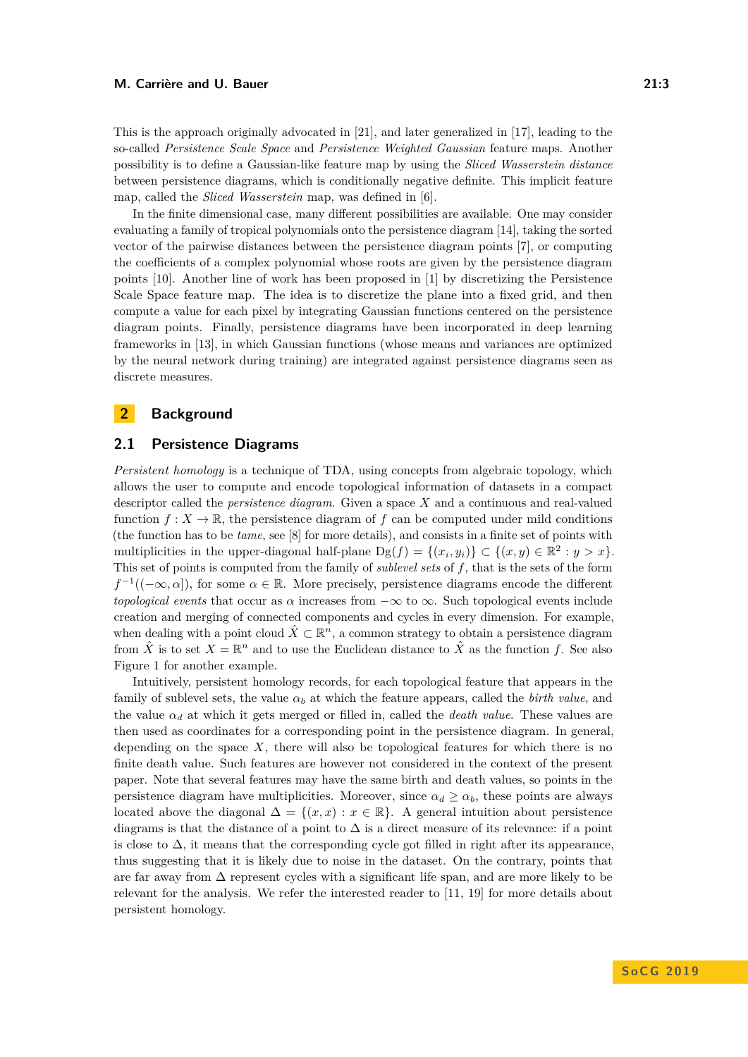This is the approach originally advocated in [21], and later generalized in [17], leading to the so-called *Persistence Scale Space* and *Persistence Weighted Gaussian* feature maps. Another possibility is to define a Gaussian-like feature map by using the *Sliced Wasserstein distance* between persistence diagrams, which is conditionally negative definite. This implicit feature map, called the *Sliced Wasserstein* map, was defined in [6].

In the finite dimensional case, many different possibilities are available. One may consider evaluating a family of tropical polynomials onto the persistence diagram [14], taking the sorted vector of the pairwise distances between the persistence diagram points [7], or computing the coefficients of a complex polynomial whose roots are given by the persistence diagram points [10]. Another line of work has been proposed in [1] by discretizing the Persistence Scale Space feature map. The idea is to discretize the plane into a fixed grid, and then compute a value for each pixel by integrating Gaussian functions centered on the persistence diagram points. Finally, persistence diagrams have been incorporated in deep learning frameworks in [13], in which Gaussian functions (whose means and variances are optimized by the neural network during training) are integrated against persistence diagrams seen as discrete measures.

## 2 Background

### 2.1 Persistence Diagrams

*Persistent homology* is a technique of TDA, using concepts from algebraic topology, which allows the user to compute and encode topological information of datasets in a compact descriptor called the *persistence diagram*. Given a space $X$ and a continuous and real-valued function $f : X \to \mathbb{R}$, the persistence diagram of $f$ can be computed under mild conditions (the function has to be *tame*, see [8] for more details), and consists in a finite set of points with multiplicities in the upper-diagonal half-plane $\mathrm{Dg}(f) = \{(x_i, y_i)\} \subset \{(x, y) \in \mathbb{R}^2 : y > x\}$. This set of points is computed from the family of *sublevel sets* of $f$, that is the sets of the form $f^{-1}((-\infty, \alpha])$, for some $\alpha \in \mathbb{R}$. More precisely, persistence diagrams encode the different *topological events* that occur as $\alpha$ increases from $-\infty$ to $\infty$. Such topological events include creation and merging of connected components and cycles in every dimension. For example, when dealing with a point cloud $\hat{X} \subset \mathbb{R}^n$, a common strategy to obtain a persistence diagram from $\hat{X}$ is to set $X = \mathbb{R}^n$ and to use the Euclidean distance to $\hat{X}$ as the function $f$. See also Figure 1 for another example.

Intuitively, persistent homology records, for each topological feature that appears in the family of sublevel sets, the value $\alpha_b$ at which the feature appears, called the *birth value*, and the value $\alpha_d$ at which it gets merged or filled in, called the *death value*. These values are then used as coordinates for a corresponding point in the persistence diagram. In general, depending on the space $X$, there will also be topological features for which there is no finite death value. Such features are however not considered in the context of the present paper. Note that several features may have the same birth and death values, so points in the persistence diagram have multiplicities. Moreover, since $\alpha_d \geq \alpha_b$, these points are always located above the diagonal $\Delta = \{(x, x) : x \in \mathbb{R}\}$. A general intuition about persistence diagrams is that the distance of a point to $\Delta$ is a direct measure of its relevance: if a point is close to $\Delta$, it means that the corresponding cycle got filled in right after its appearance, thus suggesting that it is likely due to noise in the dataset. On the contrary, points that are far away from $\Delta$ represent cycles with a significant life span, and are more likely to be relevant for the analysis. We refer the interested reader to [11, 19] for more details about persistent homology.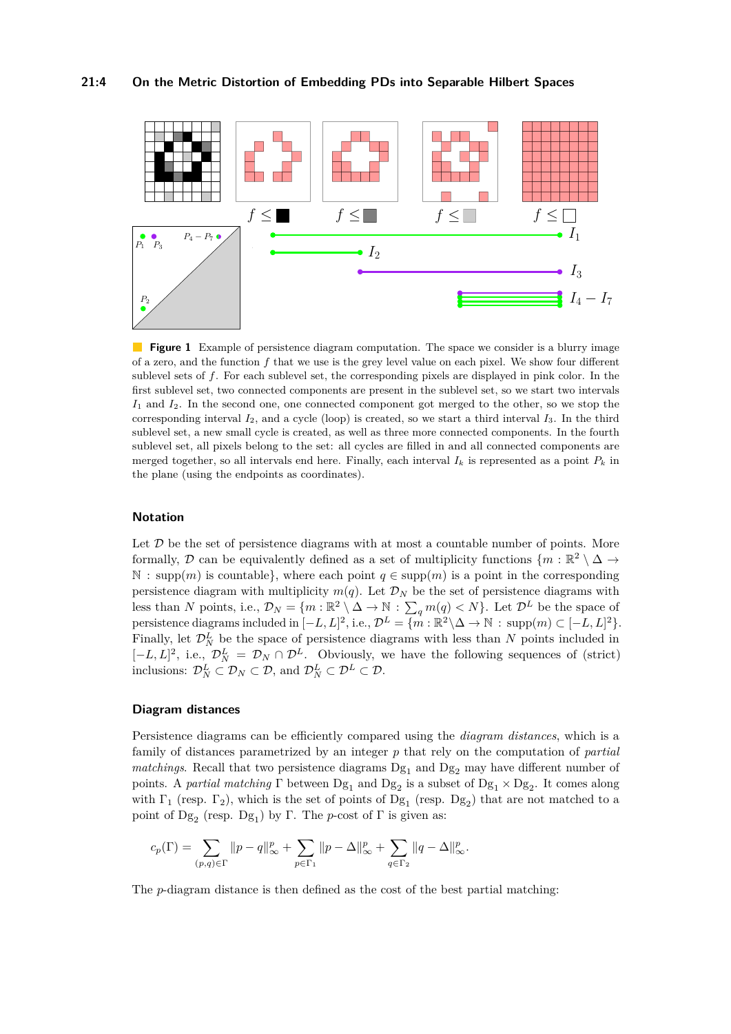**Figure 1** Example of persistence diagram computation. The space we consider is a blurry image of a zero, and the function $f$ that we use is the grey level value on each pixel. We show four different sublevel sets of $f$. For each sublevel set, the corresponding pixels are displayed in pink color. In the first sublevel set, two connected components are present in the sublevel set, so we start two intervals $I_1$ and $I_2$. In the second one, one connected component got merged to the other, so we stop the corresponding interval $I_2$, and a cycle (loop) is created, so we start a third interval $I_3$. In the third sublevel set, a new small cycle is created, as well as three more connected components. In the fourth sublevel set, all pixels belong to the set: all cycles are filled in and all connected components are merged together, so all intervals end here. Finally, each interval $I_k$ is represented as a point $P_k$ in the plane (using the endpoints as coordinates).

## Notation

Let $\mathcal{D}$ be the set of persistence diagrams with at most a countable number of points. More formally, $\mathcal{D}$ can be equivalently defined as a set of multiplicity functions $\{m : \mathbb{R}^2 \setminus \Delta \to \mathbb{N} : \mathrm{supp}(m) \text{ is countable}\}$, where each point $q \in \mathrm{supp}(m)$ is a point in the corresponding persistence diagram with multiplicity $m(q)$. Let $\mathcal{D}_N$ be the set of persistence diagrams with less than $N$ points, i.e., $\mathcal{D}_N = \{m : \mathbb{R}^2 \setminus \Delta \to \mathbb{N} : \sum_q m(q) < N\}$. Let $\mathcal{D}^L$ be the space of persistence diagrams included in $[-L, L]^2$, i.e., $\mathcal{D}^L = \{m : \mathbb{R}^2 \setminus \Delta \to \mathbb{N} : \mathrm{supp}(m) \subset [-L, L]^2\}$. Finally, let $\mathcal{D}_N^L$ be the space of persistence diagrams with less than $N$ points included in $[-L, L]^2$, i.e., $\mathcal{D}_N^L = \mathcal{D}_N \cap \mathcal{D}^L$. Obviously, we have the following sequences of (strict) inclusions: $\mathcal{D}_N^L \subset \mathcal{D}_N \subset \mathcal{D}$, and $\mathcal{D}_N^L \subset \mathcal{D}^L \subset \mathcal{D}$.

## Diagram distances

Persistence diagrams can be efficiently compared using the *diagram distances*, which is a family of distances parametrized by an integer $p$ that rely on the computation of *partial matchings*. Recall that two persistence diagrams $\mathrm{Dg}_1$ and $\mathrm{Dg}_2$ may have different number of points. A *partial matching* $\Gamma$ between $\mathrm{Dg}_1$ and $\mathrm{Dg}_2$ is a subset of $\mathrm{Dg}_1 \times \mathrm{Dg}_2$. It comes along with $\Gamma_1$ (resp. $\Gamma_2$), which is the set of points of $\mathrm{Dg}_1$ (resp. $\mathrm{Dg}_2$) that are not matched to a point of $\mathrm{Dg}_2$ (resp. $\mathrm{Dg}_1$) by $\Gamma$. The $p$-cost of $\Gamma$ is given as:

$$c_p(\Gamma) = \sum_{(p,q)\in\Gamma} \|p - q\|_\infty^p + \sum_{p\in\Gamma_1} \|p - \Delta\|_\infty^p + \sum_{q\in\Gamma_2} \|q - \Delta\|_\infty^p.$$

The $p$-diagram distance is then defined as the cost of the best partial matching: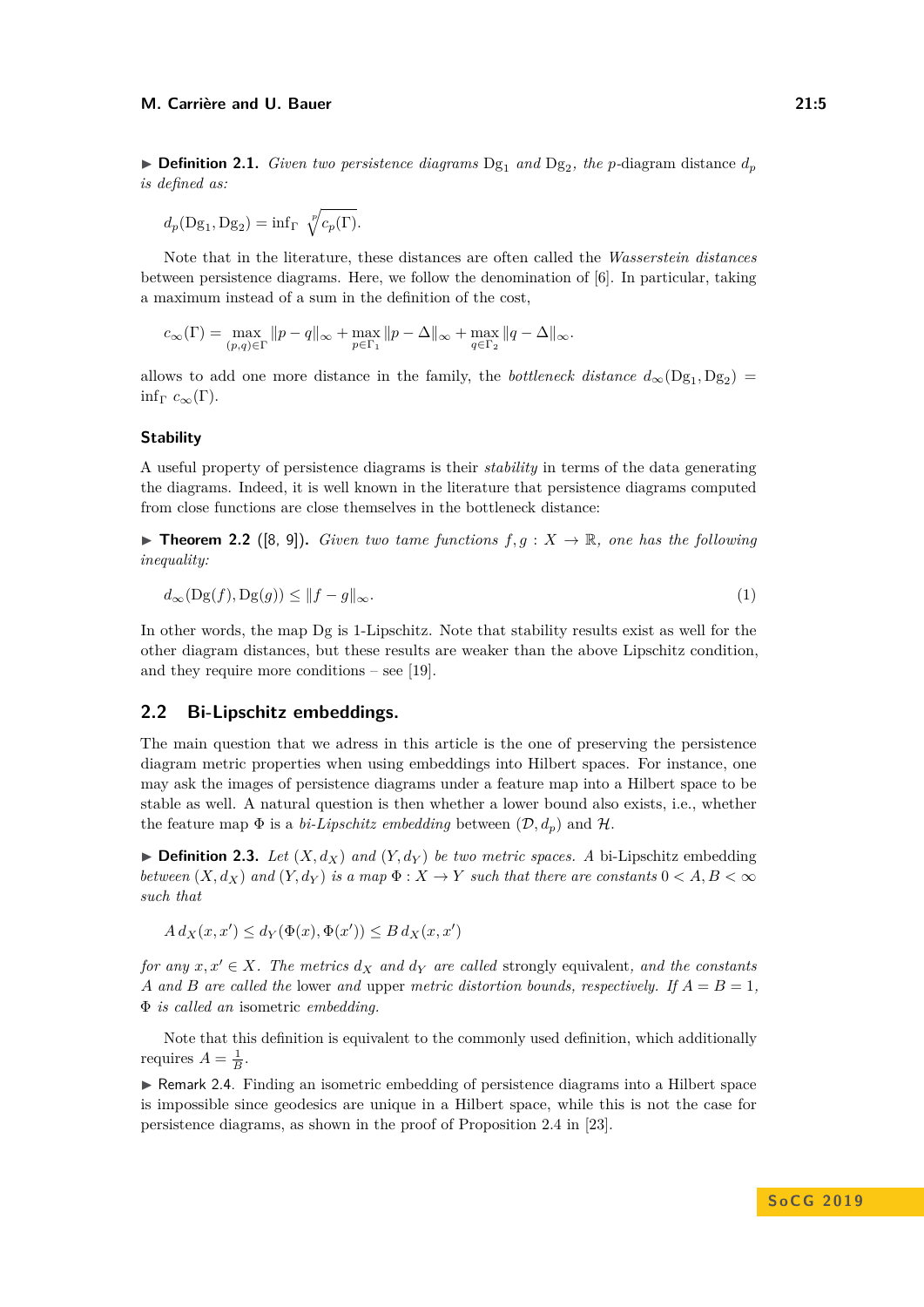▶ **Definition 2.1.** *Given two persistence diagrams* $\mathrm{Dg}_1$ *and* $\mathrm{Dg}_2$*, the* $p$-diagram distance $d_p$ *is defined as:*

$$d_p(\mathrm{Dg}_1, \mathrm{Dg}_2) = \inf_\Gamma \ \sqrt[p]{c_p(\Gamma)}.$$

Note that in the literature, these distances are often called the *Wasserstein distances* between persistence diagrams. Here, we follow the denomination of [6]. In particular, taking a maximum instead of a sum in the definition of the cost,

$$c_\infty(\Gamma) = \max_{(p,q)\in\Gamma} \|p-q\|_\infty + \max_{p\in\Gamma_1} \|p-\Delta\|_\infty + \max_{q\in\Gamma_2} \|q-\Delta\|_\infty.$$

allows to add one more distance in the family, the *bottleneck distance* $d_\infty(\mathrm{Dg}_1, \mathrm{Dg}_2) = \inf_\Gamma \ c_\infty(\Gamma)$.

### Stability

A useful property of persistence diagrams is their *stability* in terms of the data generating the diagrams. Indeed, it is well known in the literature that persistence diagrams computed from close functions are close themselves in the bottleneck distance:

▶ **Theorem 2.2** ([8, 9])**.** *Given two tame functions* $f, g : X \to \mathbb{R}$*, one has the following inequality:*

$$d_\infty(\mathrm{Dg}(f), \mathrm{Dg}(g)) \leq \|f - g\|_\infty. \tag{1}$$

In other words, the map Dg is 1-Lipschitz. Note that stability results exist as well for the other diagram distances, but these results are weaker than the above Lipschitz condition, and they require more conditions – see [19].

## 2.2 Bi-Lipschitz embeddings.

The main question that we adress in this article is the one of preserving the persistence diagram metric properties when using embeddings into Hilbert spaces. For instance, one may ask the images of persistence diagrams under a feature map into a Hilbert space to be stable as well. A natural question is then whether a lower bound also exists, i.e., whether the feature map $\Phi$ is a *bi-Lipschitz embedding* between $(\mathcal{D}, d_p)$ and $\mathcal{H}$.

▶ **Definition 2.3.** *Let* $(X, d_X)$ *and* $(Y, d_Y)$ *be two metric spaces. A* bi-Lipschitz embedding *between* $(X, d_X)$ *and* $(Y, d_Y)$ *is a map* $\Phi : X \to Y$ *such that there are constants* $0 < A, B < \infty$ *such that*

$$A\, d_X(x, x') \leq d_Y(\Phi(x), \Phi(x')) \leq B\, d_X(x, x')$$

*for any* $x, x' \in X$*. The metrics* $d_X$ *and* $d_Y$ *are called* strongly equivalent*, and the constants* $A$ *and* $B$ *are called the* lower *and* upper *metric distortion bounds, respectively. If* $A = B = 1$*,* $\Phi$ *is called an* isometric *embedding.*

Note that this definition is equivalent to the commonly used definition, which additionally requires $A = \frac{1}{B}$.

▶ Remark 2.4. Finding an isometric embedding of persistence diagrams into a Hilbert space is impossible since geodesics are unique in a Hilbert space, while this is not the case for persistence diagrams, as shown in the proof of Proposition 2.4 in [23].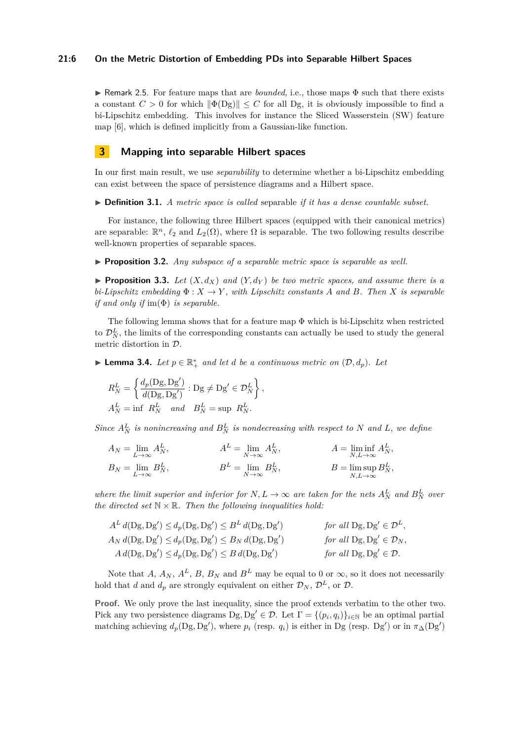▶ Remark 2.5. For feature maps that are *bounded*, i.e., those maps $\Phi$ such that there exists a constant $C > 0$ for which $\|\Phi(\mathrm{Dg})\| \leq C$ for all Dg, it is obviously impossible to find a bi-Lipschitz embedding. This involves for instance the Sliced Wasserstein (SW) feature map [6], which is defined implicitly from a Gaussian-like function.

## 3 Mapping into separable Hilbert spaces

In our first main result, we use *separability* to determine whether a bi-Lipschitz embedding can exist between the space of persistence diagrams and a Hilbert space.

▶ **Definition 3.1.** *A metric space is called* separable *if it has a dense countable subset.*

For instance, the following three Hilbert spaces (equipped with their canonical metrics) are separable: $\mathbb{R}^n$, $\ell_2$ and $L_2(\Omega)$, where $\Omega$ is separable. The two following results describe well-known properties of separable spaces.

▶ **Proposition 3.2.** *Any subspace of a separable metric space is separable as well.*

▶ **Proposition 3.3.** *Let $(X, d_X)$ and $(Y, d_Y)$ be two metric spaces, and assume there is a bi-Lipschitz embedding $\Phi : X \to Y$, with Lipschitz constants $A$ and $B$. Then $X$ is separable if and only if $\mathrm{im}(\Phi)$ is separable.*

The following lemma shows that for a feature map $\Phi$ which is bi-Lipschitz when restricted to $\mathcal{D}_N^L$, the limits of the corresponding constants can actually be used to study the general metric distortion in $\mathcal{D}$.

▶ **Lemma 3.4.** *Let $p \in \mathbb{R}_+^*$ and let $d$ be a continuous metric on $(\mathcal{D}, d_p)$. Let*

$$R_N^L = \left\{ \frac{d_p(\mathrm{Dg}, \mathrm{Dg}')}{d(\mathrm{Dg}, \mathrm{Dg}')} : \mathrm{Dg} \neq \mathrm{Dg}' \in \mathcal{D}_N^L \right\},$$
$$A_N^L = \inf\ R_N^L \quad \textit{and} \quad B_N^L = \sup\ R_N^L.$$

*Since $A_N^L$ is nonincreasing and $B_N^L$ is nondecreasing with respect to $N$ and $L$, we define*

$$A_N = \lim_{L\to\infty} A_N^L, \qquad A^L = \lim_{N\to\infty} A_N^L, \qquad A = \liminf_{N,L\to\infty} A_N^L,$$
$$B_N = \lim_{L\to\infty} B_N^L, \qquad B^L = \lim_{N\to\infty} B_N^L, \qquad B = \limsup_{N,L\to\infty} B_N^L,$$

*where the limit superior and inferior for $N, L \to \infty$ are taken for the nets $A_N^L$ and $B_N^L$ over the directed set $\mathbb{N} \times \mathbb{R}$. Then the following inequalities hold:*

$$A^L\, d(\mathrm{Dg}, \mathrm{Dg}') \leq d_p(\mathrm{Dg}, \mathrm{Dg}') \leq B^L\, d(\mathrm{Dg}, \mathrm{Dg}') \qquad \textit{for all } \mathrm{Dg}, \mathrm{Dg}' \in \mathcal{D}^L,$$
$$A_N\, d(\mathrm{Dg}, \mathrm{Dg}') \leq d_p(\mathrm{Dg}, \mathrm{Dg}') \leq B_N\, d(\mathrm{Dg}, \mathrm{Dg}') \qquad \textit{for all } \mathrm{Dg}, \mathrm{Dg}' \in \mathcal{D}_N,$$
$$A\, d(\mathrm{Dg}, \mathrm{Dg}') \leq d_p(\mathrm{Dg}, \mathrm{Dg}') \leq B\, d(\mathrm{Dg}, \mathrm{Dg}') \qquad \textit{for all } \mathrm{Dg}, \mathrm{Dg}' \in \mathcal{D}.$$

Note that $A$, $A_N$, $A^L$, $B$, $B_N$ and $B^L$ may be equal to 0 or $\infty$, so it does not necessarily hold that $d$ and $d_p$ are strongly equivalent on either $\mathcal{D}_N$, $\mathcal{D}^L$, or $\mathcal{D}$.

**Proof.** We only prove the last inequality, since the proof extends verbatim to the other two. Pick any two persistence diagrams $\mathrm{Dg}, \mathrm{Dg}' \in \mathcal{D}$. Let $\Gamma = \{(p_i, q_i)\}_{i\in\mathbb{N}}$ be an optimal partial matching achieving $d_p(\mathrm{Dg}, \mathrm{Dg}')$, where $p_i$ (resp. $q_i$) is either in Dg (resp. Dg$'$) or in $\pi_\Delta(\mathrm{Dg}')$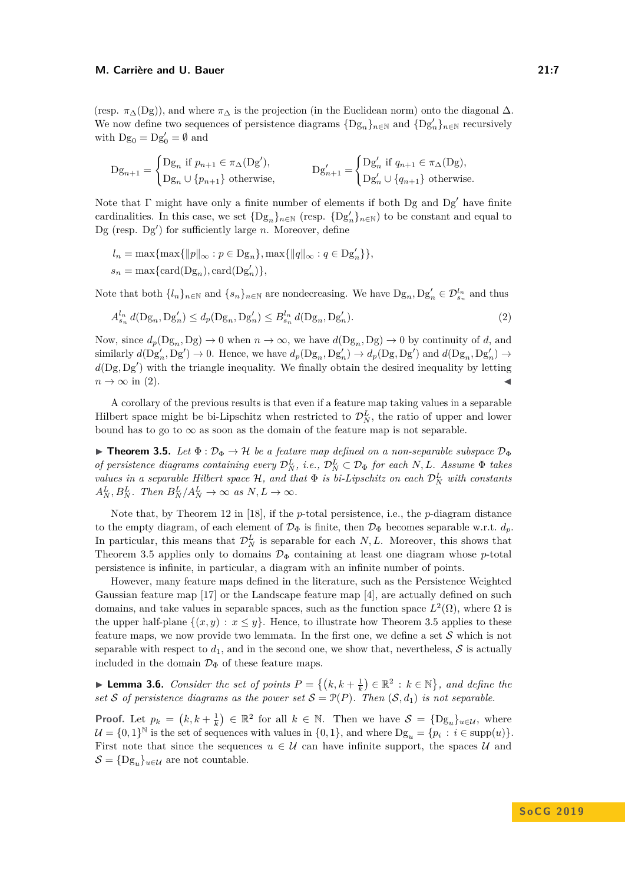(resp. $\pi_\Delta(\mathrm{Dg})$), and where $\pi_\Delta$ is the projection (in the Euclidean norm) onto the diagonal $\Delta$. We now define two sequences of persistence diagrams $\{\mathrm{Dg}_n\}_{n\in\mathbb{N}}$ and $\{\mathrm{Dg}'_n\}_{n\in\mathbb{N}}$ recursively with $\mathrm{Dg}_0 = \mathrm{Dg}'_0 = \emptyset$ and

$$\mathrm{Dg}_{n+1} = \begin{cases} \mathrm{Dg}_n \text{ if } p_{n+1} \in \pi_\Delta(\mathrm{Dg}'), \\ \mathrm{Dg}_n \cup \{p_{n+1}\} \text{ otherwise,} \end{cases} \qquad \mathrm{Dg}'_{n+1} = \begin{cases} \mathrm{Dg}'_n \text{ if } q_{n+1} \in \pi_\Delta(\mathrm{Dg}), \\ \mathrm{Dg}'_n \cup \{q_{n+1}\} \text{ otherwise.} \end{cases}$$

Note that $\Gamma$ might have only a finite number of elements if both $\mathrm{Dg}$ and $\mathrm{Dg}'$ have finite cardinalities. In this case, we set $\{\mathrm{Dg}_n\}_{n\in\mathbb{N}}$ (resp. $\{\mathrm{Dg}'_n\}_{n\in\mathbb{N}}$) to be constant and equal to $\mathrm{Dg}$ (resp. $\mathrm{Dg}'$) for sufficiently large $n$. Moreover, define

$$\begin{aligned} l_n &= \max\{\max\{\|p\|_\infty : p \in \mathrm{Dg}_n\}, \max\{\|q\|_\infty : q \in \mathrm{Dg}'_n\}\}, \\ s_n &= \max\{\mathrm{card}(\mathrm{Dg}_n), \mathrm{card}(\mathrm{Dg}'_n)\}, \end{aligned}$$

Note that both $\{l_n\}_{n\in\mathbb{N}}$ and $\{s_n\}_{n\in\mathbb{N}}$ are nondecreasing. We have $\mathrm{Dg}_n, \mathrm{Dg}'_n \in \mathcal{D}_{s_n}^{l_n}$ and thus

$$A_{s_n}^{l_n}\, d(\mathrm{Dg}_n, \mathrm{Dg}'_n) \leq d_p(\mathrm{Dg}_n, \mathrm{Dg}'_n) \leq B_{s_n}^{l_n}\, d(\mathrm{Dg}_n, \mathrm{Dg}'_n). \tag{2}$$

Now, since $d_p(\mathrm{Dg}_n, \mathrm{Dg}) \to 0$ when $n \to \infty$, we have $d(\mathrm{Dg}_n, \mathrm{Dg}) \to 0$ by continuity of $d$, and similarly $d(\mathrm{Dg}'_n, \mathrm{Dg}') \to 0$. Hence, we have $d_p(\mathrm{Dg}_n, \mathrm{Dg}'_n) \to d_p(\mathrm{Dg}, \mathrm{Dg}')$ and $d(\mathrm{Dg}_n, \mathrm{Dg}'_n) \to d(\mathrm{Dg}, \mathrm{Dg}')$ with the triangle inequality. We finally obtain the desired inequality by letting $n \to \infty$ in (2). ◀

A corollary of the previous results is that even if a feature map taking values in a separable Hilbert space might be bi-Lipschitz when restricted to $\mathcal{D}_N^L$, the ratio of upper and lower bound has to go to $\infty$ as soon as the domain of the feature map is not separable.

▶ **Theorem 3.5.** *Let $\Phi : \mathcal{D}_\Phi \to \mathcal{H}$ be a feature map defined on a non-separable subspace $\mathcal{D}_\Phi$ of persistence diagrams containing every $\mathcal{D}_N^L$, i.e., $\mathcal{D}_N^L \subset \mathcal{D}_\Phi$ for each $N, L$. Assume $\Phi$ takes values in a separable Hilbert space $\mathcal{H}$, and that $\Phi$ is bi-Lipschitz on each $\mathcal{D}_N^L$ with constants $A_N^L, B_N^L$. Then $B_N^L / A_N^L \to \infty$ as $N, L \to \infty$.*

Note that, by Theorem 12 in [18], if the $p$-total persistence, i.e., the $p$-diagram distance to the empty diagram, of each element of $\mathcal{D}_\Phi$ is finite, then $\mathcal{D}_\Phi$ becomes separable w.r.t. $d_p$. In particular, this means that $\mathcal{D}_N^L$ is separable for each $N, L$. Moreover, this shows that Theorem 3.5 applies only to domains $\mathcal{D}_\Phi$ containing at least one diagram whose $p$-total persistence is infinite, in particular, a diagram with an infinite number of points.

However, many feature maps defined in the literature, such as the Persistence Weighted Gaussian feature map [17] or the Landscape feature map [4], are actually defined on such domains, and take values in separable spaces, such as the function space $L^2(\Omega)$, where $\Omega$ is the upper half-plane $\{(x, y) : x \leq y\}$. Hence, to illustrate how Theorem 3.5 applies to these feature maps, we now provide two lemmata. In the first one, we define a set $\mathcal{S}$ which is not separable with respect to $d_1$, and in the second one, we show that, nevertheless, $\mathcal{S}$ is actually included in the domain $\mathcal{D}_\Phi$ of these feature maps.

▶ **Lemma 3.6.** *Consider the set of points $P = \left\{\left(k, k + \frac{1}{k}\right) \in \mathbb{R}^2 : k \in \mathbb{N}\right\}$, and define the set $\mathcal{S}$ of persistence diagrams as the power set $\mathcal{S} = \mathcal{P}(P)$. Then $(\mathcal{S}, d_1)$ is not separable.*

**Proof.** Let $p_k = \left(k, k + \frac{1}{k}\right) \in \mathbb{R}^2$ for all $k \in \mathbb{N}$. Then we have $\mathcal{S} = \{\mathrm{Dg}_u\}_{u\in\mathcal{U}}$, where $\mathcal{U} = \{0,1\}^{\mathbb{N}}$ is the set of sequences with values in $\{0,1\}$, and where $\mathrm{Dg}_u = \{p_i : i \in \mathrm{supp}(u)\}$. First note that since the sequences $u \in \mathcal{U}$ can have infinite support, the spaces $\mathcal{U}$ and $\mathcal{S} = \{\mathrm{Dg}_u\}_{u\in\mathcal{U}}$ are not countable.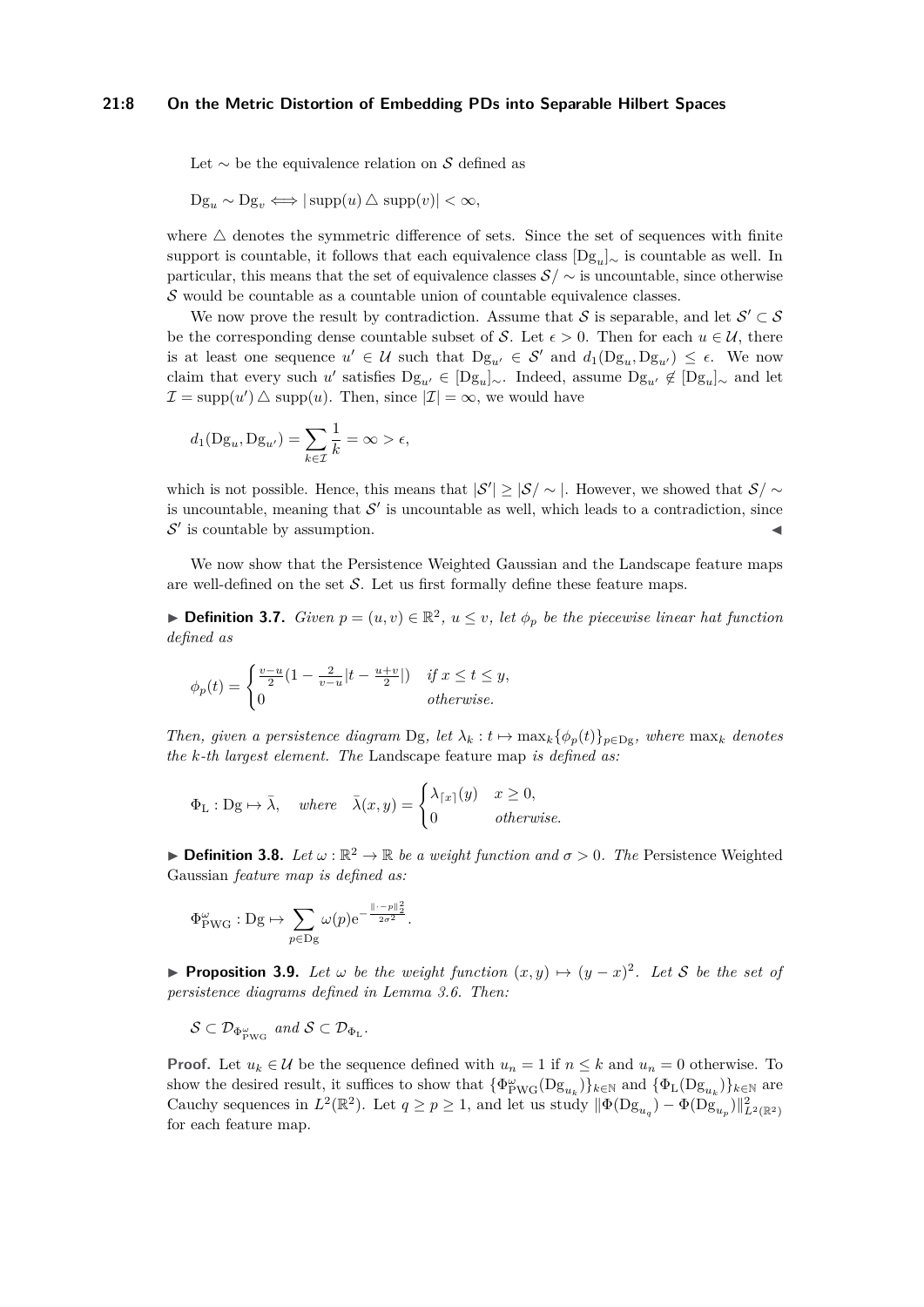Let $\sim$ be the equivalence relation on $\mathcal{S}$ defined as

$$\mathrm{Dg}_u \sim \mathrm{Dg}_v \iff |\operatorname{supp}(u) \triangle \operatorname{supp}(v)| < \infty,$$

where $\triangle$ denotes the symmetric difference of sets. Since the set of sequences with finite support is countable, it follows that each equivalence class $[\mathrm{Dg}_u]_\sim$ is countable as well. In particular, this means that the set of equivalence classes $\mathcal{S}/\sim$ is uncountable, since otherwise $\mathcal{S}$ would be countable as a countable union of countable equivalence classes.

We now prove the result by contradiction. Assume that $\mathcal{S}$ is separable, and let $\mathcal{S}' \subset \mathcal{S}$ be the corresponding dense countable subset of $\mathcal{S}$. Let $\epsilon > 0$. Then for each $u \in \mathcal{U}$, there is at least one sequence $u' \in \mathcal{U}$ such that $\mathrm{Dg}_{u'} \in \mathcal{S}'$ and $d_1(\mathrm{Dg}_u, \mathrm{Dg}_{u'}) \leq \epsilon$. We now claim that every such $u'$ satisfies $\mathrm{Dg}_{u'} \in [\mathrm{Dg}_u]_\sim$. Indeed, assume $\mathrm{Dg}_{u'} \notin [\mathrm{Dg}_u]_\sim$ and let $\mathcal{I} = \operatorname{supp}(u') \triangle \operatorname{supp}(u)$. Then, since $|\mathcal{I}| = \infty$, we would have

$$d_1(\mathrm{Dg}_u, \mathrm{Dg}_{u'}) = \sum_{k \in \mathcal{I}} \frac{1}{k} = \infty > \epsilon,$$

which is not possible. Hence, this means that $|\mathcal{S}'| \geq |\mathcal{S}/\sim|$. However, we showed that $\mathcal{S}/\sim$ is uncountable, meaning that $\mathcal{S}'$ is uncountable as well, which leads to a contradiction, since $\mathcal{S}'$ is countable by assumption. ◀

We now show that the Persistence Weighted Gaussian and the Landscape feature maps are well-defined on the set $\mathcal{S}$. Let us first formally define these feature maps.

▶ **Definition 3.7.** *Given $p = (u, v) \in \mathbb{R}^2$, $u \leq v$, let $\phi_p$ be the piecewise linear hat function defined as*

$$\phi_p(t) = \begin{cases} \frac{v-u}{2}\left(1 - \frac{2}{v-u}\left|t - \frac{u+v}{2}\right|\right) & \text{if } x \leq t \leq y, \\ 0 & \text{otherwise.} \end{cases}$$

*Then, given a persistence diagram $\mathrm{Dg}$, let $\lambda_k : t \mapsto \max_k \{\phi_p(t)\}_{p \in \mathrm{Dg}}$, where $\max_k$ denotes the $k$-th largest element. The* Landscape feature map *is defined as:*

$$\Phi_{\mathrm{L}} : \mathrm{Dg} \mapsto \bar{\lambda}, \quad \text{where} \quad \bar{\lambda}(x, y) = \begin{cases} \lambda_{\lceil x \rceil}(y) & x \geq 0, \\ 0 & \text{otherwise.} \end{cases}$$

▶ **Definition 3.8.** *Let $\omega : \mathbb{R}^2 \to \mathbb{R}$ be a weight function and $\sigma > 0$. The* Persistence Weighted Gaussian *feature map is defined as:*

$$\Phi^{\omega}_{\mathrm{PWG}} : \mathrm{Dg} \mapsto \sum_{p \in \mathrm{Dg}} \omega(p) \mathrm{e}^{-\frac{\|\cdot - p\|_2^2}{2\sigma^2}}.$$

▶ **Proposition 3.9.** *Let $\omega$ be the weight function $(x, y) \mapsto (y - x)^2$. Let $\mathcal{S}$ be the set of persistence diagrams defined in Lemma 3.6. Then:*

$$\mathcal{S} \subset \mathcal{D}_{\Phi^{\omega}_{\mathrm{PWG}}} \text{ and } \mathcal{S} \subset \mathcal{D}_{\Phi_{\mathrm{L}}}.$$

**Proof.** Let $u_k \in \mathcal{U}$ be the sequence defined with $u_n = 1$ if $n \leq k$ and $u_n = 0$ otherwise. To show the desired result, it suffices to show that $\{\Phi^{\omega}_{\mathrm{PWG}}(\mathrm{Dg}_{u_k})\}_{k \in \mathbb{N}}$ and $\{\Phi_{\mathrm{L}}(\mathrm{Dg}_{u_k})\}_{k \in \mathbb{N}}$ are Cauchy sequences in $L^2(\mathbb{R}^2)$. Let $q \geq p \geq 1$, and let us study $\|\Phi(\mathrm{Dg}_{u_q}) - \Phi(\mathrm{Dg}_{u_p})\|^2_{L^2(\mathbb{R}^2)}$ for each feature map.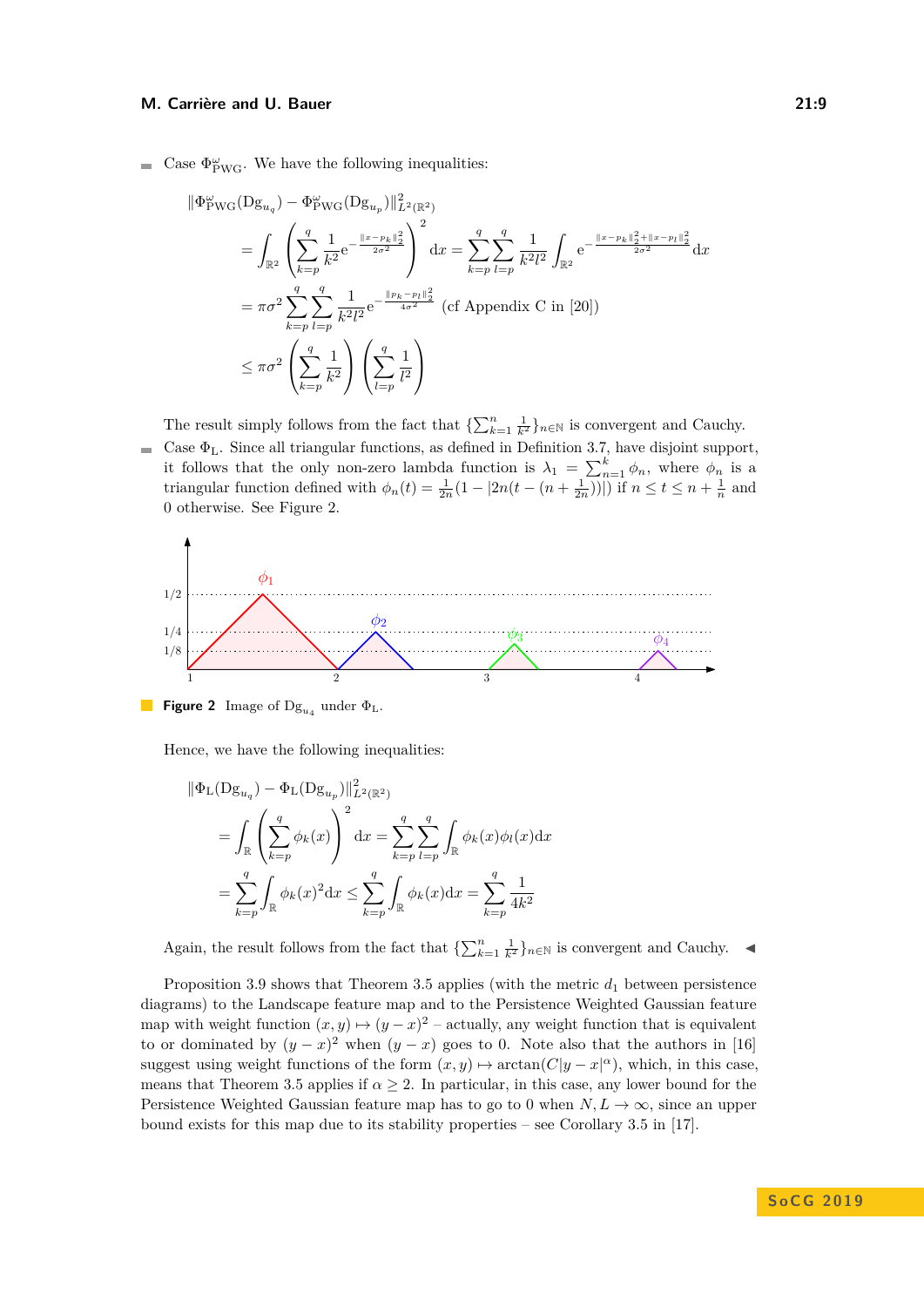- Case $\Phi^{\omega}_{\rm PWG}$. We have the following inequalities:

$$
\begin{aligned}
&\|\Phi^{\omega}_{\rm PWG}({\rm Dg}_{u_q}) - \Phi^{\omega}_{\rm PWG}({\rm Dg}_{u_p})\|^2_{L^2(\mathbb{R}^2)} \\
&= \int_{\mathbb{R}^2} \left( \sum_{k=p}^{q} \frac{1}{k^2} {\rm e}^{-\frac{\|x-p_k\|_2^2}{2\sigma^2}} \right)^2 {\rm d}x = \sum_{k=p}^{q}\sum_{l=p}^{q} \frac{1}{k^2 l^2} \int_{\mathbb{R}^2} {\rm e}^{-\frac{\|x-p_k\|_2^2 + \|x-p_l\|_2^2}{2\sigma^2}} {\rm d}x \\
&= \pi\sigma^2 \sum_{k=p}^{q}\sum_{l=p}^{q} \frac{1}{k^2 l^2} {\rm e}^{-\frac{\|p_k - p_l\|_2^2}{4\sigma^2}} \text{ (cf Appendix C in [20])} \\
&\leq \pi\sigma^2 \left( \sum_{k=p}^{q} \frac{1}{k^2} \right) \left( \sum_{l=p}^{q} \frac{1}{l^2} \right)
\end{aligned}
$$

The result simply follows from the fact that $\{\sum_{k=1}^{n} \frac{1}{k^2}\}_{n\in\mathbb{N}}$ is convergent and Cauchy.

- Case $\Phi_{\rm L}$. Since all triangular functions, as defined in Definition 3.7, have disjoint support, it follows that the only non-zero lambda function is $\lambda_1 = \sum_{n=1}^{k} \phi_n$, where $\phi_n$ is a triangular function defined with $\phi_n(t) = \frac{1}{2n}(1 - |2n(t - (n + \frac{1}{2n}))|)$ if $n \leq t \leq n + \frac{1}{n}$ and 0 otherwise. See Figure 2.

**Figure 2** Image of ${\rm Dg}_{u_4}$ under $\Phi_{\rm L}$.

Hence, we have the following inequalities:

$$
\begin{aligned}
&\|\Phi_{\rm L}({\rm Dg}_{u_q}) - \Phi_{\rm L}({\rm Dg}_{u_p})\|^2_{L^2(\mathbb{R}^2)} \\
&= \int_{\mathbb{R}} \left( \sum_{k=p}^{q} \phi_k(x) \right)^2 {\rm d}x = \sum_{k=p}^{q}\sum_{l=p}^{q} \int_{\mathbb{R}} \phi_k(x)\phi_l(x){\rm d}x \\
&= \sum_{k=p}^{q} \int_{\mathbb{R}} \phi_k(x)^2 {\rm d}x \leq \sum_{k=p}^{q} \int_{\mathbb{R}} \phi_k(x){\rm d}x = \sum_{k=p}^{q} \frac{1}{4k^2}
\end{aligned}
$$

Again, the result follows from the fact that $\{\sum_{k=1}^{n} \frac{1}{k^2}\}_{n\in\mathbb{N}}$ is convergent and Cauchy. ◀

Proposition 3.9 shows that Theorem 3.5 applies (with the metric $d_1$ between persistence diagrams) to the Landscape feature map and to the Persistence Weighted Gaussian feature map with weight function $(x, y) \mapsto (y - x)^2$ – actually, any weight function that is equivalent to or dominated by $(y - x)^2$ when $(y - x)$ goes to 0. Note also that the authors in [16] suggest using weight functions of the form $(x, y) \mapsto \arctan(C|y - x|^{\alpha})$, which, in this case, means that Theorem 3.5 applies if $\alpha \geq 2$. In particular, in this case, any lower bound for the Persistence Weighted Gaussian feature map has to go to 0 when $N, L \to \infty$, since an upper bound exists for this map due to its stability properties – see Corollary 3.5 in [17].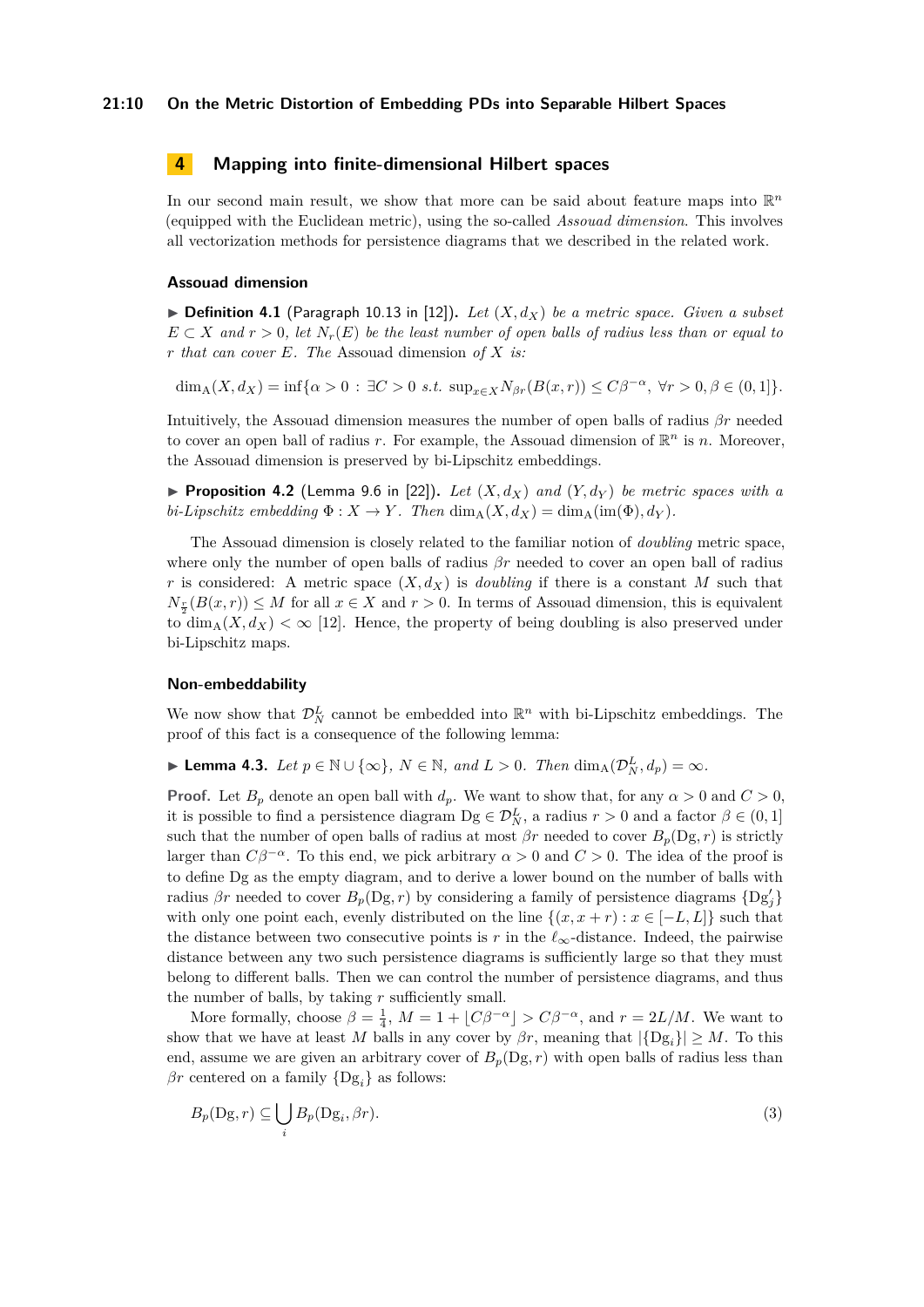## 4 Mapping into finite-dimensional Hilbert spaces

In our second main result, we show that more can be said about feature maps into $\mathbb{R}^n$ (equipped with the Euclidean metric), using the so-called *Assouad dimension*. This involves all vectorization methods for persistence diagrams that we described in the related work.

### Assouad dimension

▶ **Definition 4.1** (Paragraph 10.13 in [12]). *Let $(X, d_X)$ be a metric space. Given a subset $E \subset X$ and $r > 0$, let $N_r(E)$ be the least number of open balls of radius less than or equal to $r$ that can cover $E$. The* Assouad dimension *of $X$ is:*

$$\dim_{\mathrm{A}}(X, d_X) = \inf\{\alpha > 0 \,:\, \exists C > 0 \text{ s.t. } \sup_{x \in X} N_{\beta r}(B(x, r)) \leq C\beta^{-\alpha},\ \forall r > 0, \beta \in (0, 1]\}.$$

Intuitively, the Assouad dimension measures the number of open balls of radius $\beta r$ needed to cover an open ball of radius $r$. For example, the Assouad dimension of $\mathbb{R}^n$ is $n$. Moreover, the Assouad dimension is preserved by bi-Lipschitz embeddings.

▶ **Proposition 4.2** (Lemma 9.6 in [22]). *Let $(X, d_X)$ and $(Y, d_Y)$ be metric spaces with a bi-Lipschitz embedding $\Phi : X \to Y$. Then $\dim_{\mathrm{A}}(X, d_X) = \dim_{\mathrm{A}}(\mathrm{im}(\Phi), d_Y)$.*

The Assouad dimension is closely related to the familiar notion of *doubling* metric space, where only the number of open balls of radius $\beta r$ needed to cover an open ball of radius $r$ is considered: A metric space $(X, d_X)$ is *doubling* if there is a constant $M$ such that $N_{\frac{r}{2}}(B(x, r)) \leq M$ for all $x \in X$ and $r > 0$. In terms of Assouad dimension, this is equivalent to $\dim_{\mathrm{A}}(X, d_X) < \infty$ [12]. Hence, the property of being doubling is also preserved under bi-Lipschitz maps.

### Non-embeddability

We now show that $\mathcal{D}_N^L$ cannot be embedded into $\mathbb{R}^n$ with bi-Lipschitz embeddings. The proof of this fact is a consequence of the following lemma:

▶ **Lemma 4.3.** *Let $p \in \mathbb{N} \cup \{\infty\}$, $N \in \mathbb{N}$, and $L > 0$. Then $\dim_{\mathrm{A}}(\mathcal{D}_N^L, d_p) = \infty$.*

**Proof.** Let $B_p$ denote an open ball with $d_p$. We want to show that, for any $\alpha > 0$ and $C > 0$, it is possible to find a persistence diagram $\mathrm{Dg} \in \mathcal{D}_N^L$, a radius $r > 0$ and a factor $\beta \in (0, 1]$ such that the number of open balls of radius at most $\beta r$ needed to cover $B_p(\mathrm{Dg}, r)$ is strictly larger than $C\beta^{-\alpha}$. To this end, we pick arbitrary $\alpha > 0$ and $C > 0$. The idea of the proof is to define $\mathrm{Dg}$ as the empty diagram, and to derive a lower bound on the number of balls with radius $\beta r$ needed to cover $B_p(\mathrm{Dg}, r)$ by considering a family of persistence diagrams $\{\mathrm{Dg}'_j\}$ with only one point each, evenly distributed on the line $\{(x, x + r) : x \in [-L, L]\}$ such that the distance between two consecutive points is $r$ in the $\ell_\infty$-distance. Indeed, the pairwise distance between any two such persistence diagrams is sufficiently large so that they must belong to different balls. Then we can control the number of persistence diagrams, and thus the number of balls, by taking $r$ sufficiently small.

More formally, choose $\beta = \frac{1}{4}$, $M = 1 + \lfloor C\beta^{-\alpha} \rfloor > C\beta^{-\alpha}$, and $r = 2L/M$. We want to show that we have at least $M$ balls in any cover by $\beta r$, meaning that $|\{\mathrm{Dg}_i\}| \geq M$. To this end, assume we are given an arbitrary cover of $B_p(\mathrm{Dg}, r)$ with open balls of radius less than $\beta r$ centered on a family $\{\mathrm{Dg}_i\}$ as follows:

$$B_p(\mathrm{Dg}, r) \subseteq \bigcup_i B_p(\mathrm{Dg}_i, \beta r). \tag{3}$$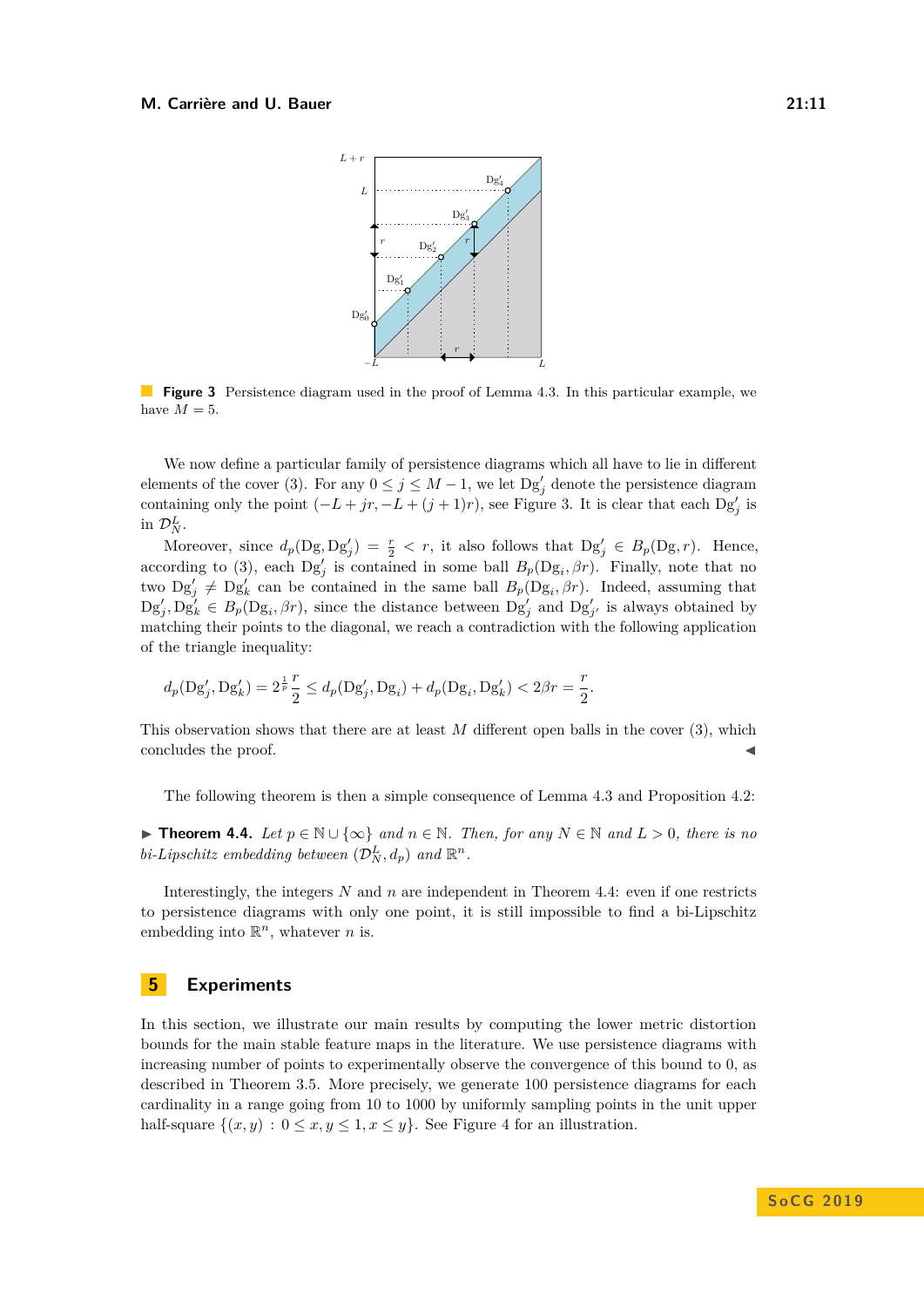**Figure 3** Persistence diagram used in the proof of Lemma 4.3. In this particular example, we have $M = 5$.

We now define a particular family of persistence diagrams which all have to lie in different elements of the cover (3). For any $0 \leq j \leq M-1$, we let $\mathrm{Dg}'_j$ denote the persistence diagram containing only the point $(-L + jr, -L + (j+1)r)$, see Figure 3. It is clear that each $\mathrm{Dg}'_j$ is in $\mathcal{D}_N^L$.

Moreover, since $d_p(\mathrm{Dg}, \mathrm{Dg}'_j) = \frac{r}{2} < r$, it also follows that $\mathrm{Dg}'_j \in B_p(\mathrm{Dg}, r)$. Hence, according to (3), each $\mathrm{Dg}'_j$ is contained in some ball $B_p(\mathrm{Dg}_i, \beta r)$. Finally, note that no two $\mathrm{Dg}'_j \neq \mathrm{Dg}'_k$ can be contained in the same ball $B_p(\mathrm{Dg}_i, \beta r)$. Indeed, assuming that $\mathrm{Dg}'_j, \mathrm{Dg}'_k \in B_p(\mathrm{Dg}_i, \beta r)$, since the distance between $\mathrm{Dg}'_j$ and $\mathrm{Dg}'_{j'}$ is always obtained by matching their points to the diagonal, we reach a contradiction with the following application of the triangle inequality:

$$d_p(\mathrm{Dg}'_j, \mathrm{Dg}'_k) = 2^{\frac{1}{p}} \frac{r}{2} \leq d_p(\mathrm{Dg}'_j, \mathrm{Dg}_i) + d_p(\mathrm{Dg}_i, \mathrm{Dg}'_k) < 2\beta r = \frac{r}{2}.$$

This observation shows that there are at least $M$ different open balls in the cover (3), which concludes the proof. ◀

The following theorem is then a simple consequence of Lemma 4.3 and Proposition 4.2:

▶ **Theorem 4.4.** *Let $p \in \mathbb{N} \cup \{\infty\}$ and $n \in \mathbb{N}$. Then, for any $N \in \mathbb{N}$ and $L > 0$, there is no bi-Lipschitz embedding between $(\mathcal{D}_N^L, d_p)$ and $\mathbb{R}^n$.*

Interestingly, the integers $N$ and $n$ are independent in Theorem 4.4: even if one restricts to persistence diagrams with only one point, it is still impossible to find a bi-Lipschitz embedding into $\mathbb{R}^n$, whatever $n$ is.

## 5 Experiments

In this section, we illustrate our main results by computing the lower metric distortion bounds for the main stable feature maps in the literature. We use persistence diagrams with increasing number of points to experimentally observe the convergence of this bound to 0, as described in Theorem 3.5. More precisely, we generate 100 persistence diagrams for each cardinality in a range going from 10 to 1000 by uniformly sampling points in the unit upper half-square $\{(x, y) : 0 \leq x, y \leq 1, x \leq y\}$. See Figure 4 for an illustration.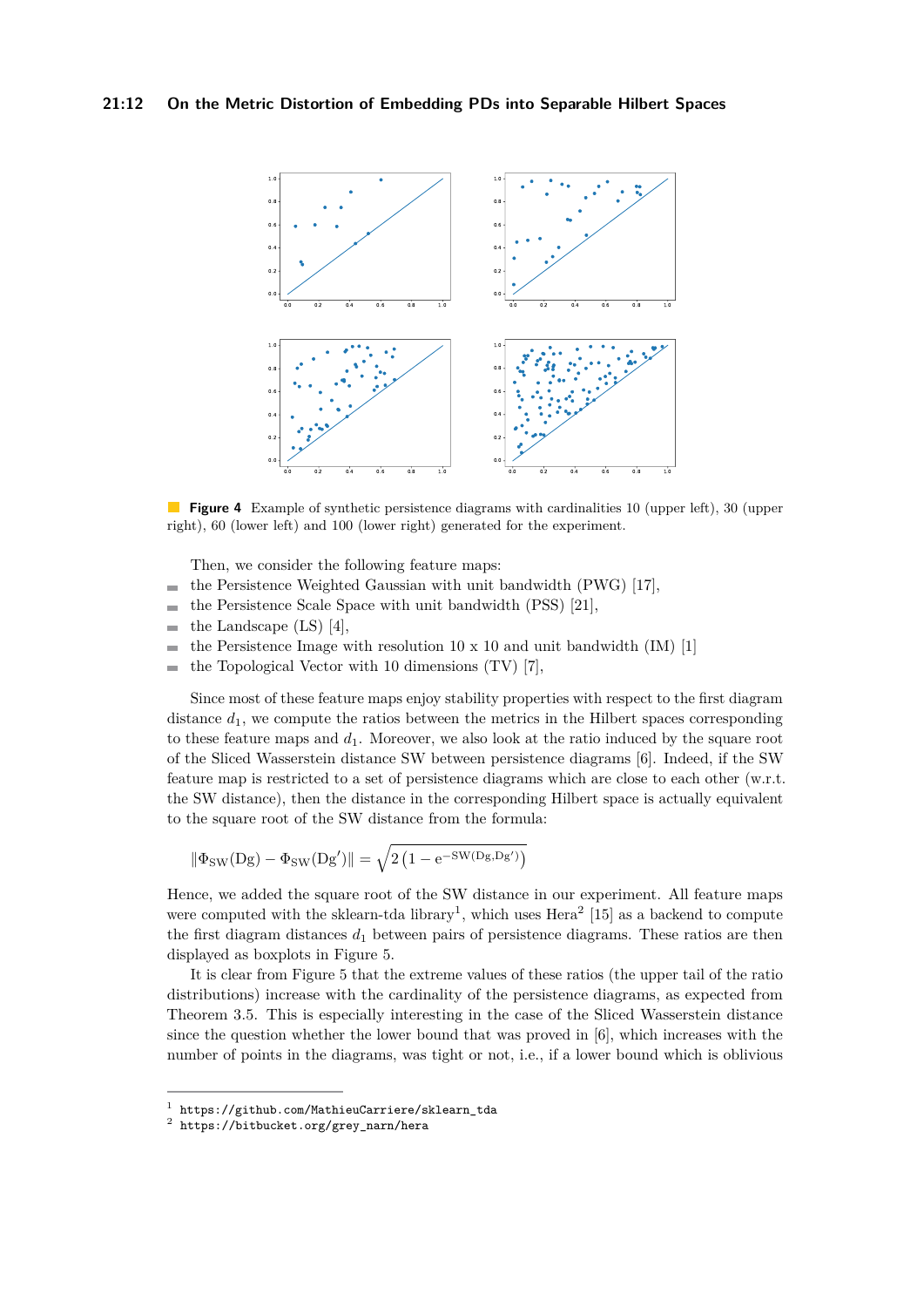**Figure 4** Example of synthetic persistence diagrams with cardinalities 10 (upper left), 30 (upper right), 60 (lower left) and 100 (lower right) generated for the experiment.

Then, we consider the following feature maps:

- the Persistence Weighted Gaussian with unit bandwidth (PWG) [17],
- the Persistence Scale Space with unit bandwidth (PSS) [21],
- the Landscape (LS) [4],
- the Persistence Image with resolution 10 x 10 and unit bandwidth (IM) [1]
- the Topological Vector with 10 dimensions (TV) [7],

Since most of these feature maps enjoy stability properties with respect to the first diagram distance $d_1$, we compute the ratios between the metrics in the Hilbert spaces corresponding to these feature maps and $d_1$. Moreover, we also look at the ratio induced by the square root of the Sliced Wasserstein distance SW between persistence diagrams [6]. Indeed, if the SW feature map is restricted to a set of persistence diagrams which are close to each other (w.r.t. the SW distance), then the distance in the corresponding Hilbert space is actually equivalent to the square root of the SW distance from the formula:

$$\|\Phi_{\rm SW}({\rm Dg}) - \Phi_{\rm SW}({\rm Dg}')\| = \sqrt{2\left(1 - {\rm e}^{-{\rm SW}({\rm Dg},{\rm Dg}')}\right)}$$

Hence, we added the square root of the SW distance in our experiment. All feature maps were computed with the sklearn-tda library[1], which uses Hera[2] [15] as a backend to compute the first diagram distances $d_1$ between pairs of persistence diagrams. These ratios are then displayed as boxplots in Figure 5.

It is clear from Figure 5 that the extreme values of these ratios (the upper tail of the ratio distributions) increase with the cardinality of the persistence diagrams, as expected from Theorem 3.5. This is especially interesting in the case of the Sliced Wasserstein distance since the question whether the lower bound that was proved in [6], which increases with the number of points in the diagrams, was tight or not, i.e., if a lower bound which is oblivious

---

[1] https://github.com/MathieuCarriere/sklearn_tda

[2] https://bitbucket.org/grey_narn/hera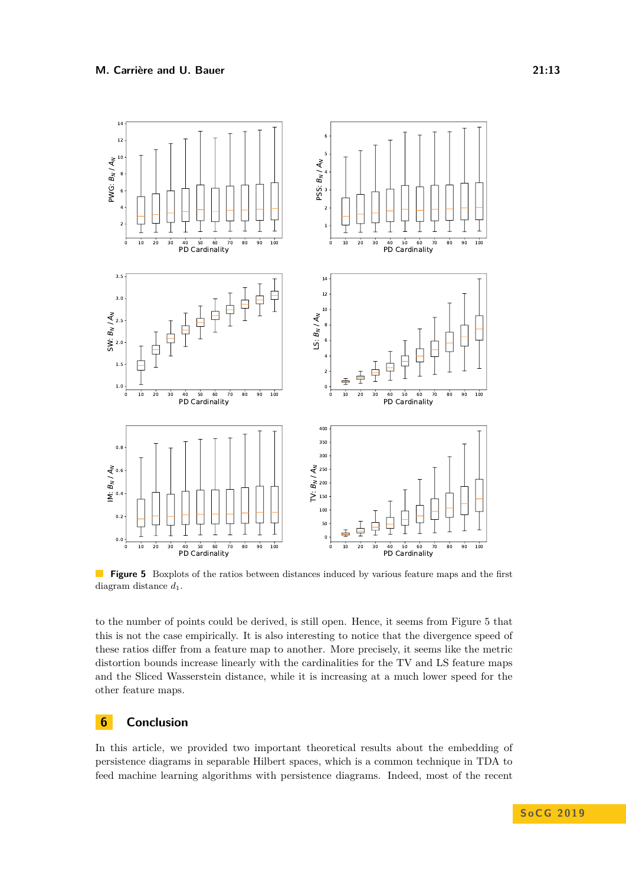**Figure 5** Boxplots of the ratios between distances induced by various feature maps and the first diagram distance $d_1$.

to the number of points could be derived, is still open. Hence, it seems from Figure 5 that this is not the case empirically. It is also interesting to notice that the divergence speed of these ratios differ from a feature map to another. More precisely, it seems like the metric distortion bounds increase linearly with the cardinalities for the TV and LS feature maps and the Sliced Wasserstein distance, while it is increasing at a much lower speed for the other feature maps.

## 6 Conclusion

In this article, we provided two important theoretical results about the embedding of persistence diagrams in separable Hilbert spaces, which is a common technique in TDA to feed machine learning algorithms with persistence diagrams. Indeed, most of the recent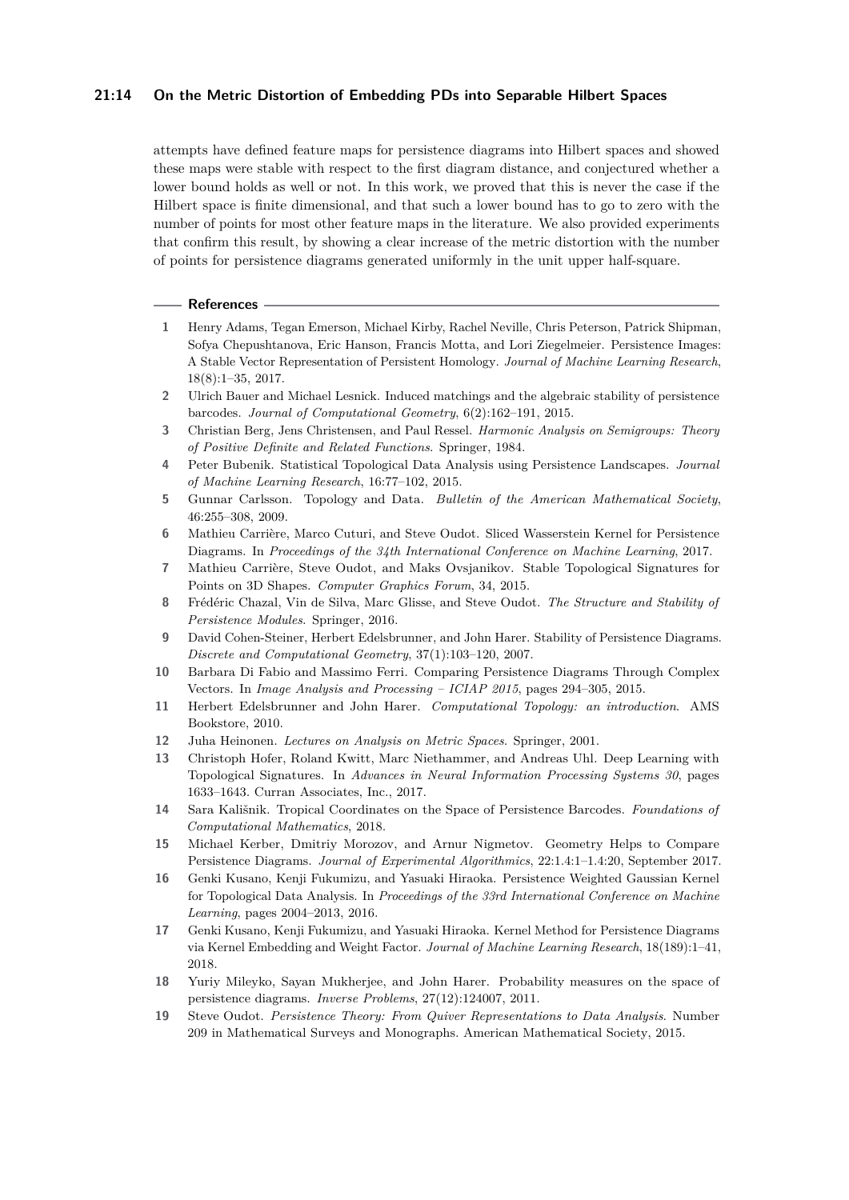attempts have defined feature maps for persistence diagrams into Hilbert spaces and showed these maps were stable with respect to the first diagram distance, and conjectured whether a lower bound holds as well or not. In this work, we proved that this is never the case if the Hilbert space is finite dimensional, and that such a lower bound has to go to zero with the number of points for most other feature maps in the literature. We also provided experiments that confirm this result, by showing a clear increase of the metric distortion with the number of points for persistence diagrams generated uniformly in the unit upper half-square.

## References

1. Henry Adams, Tegan Emerson, Michael Kirby, Rachel Neville, Chris Peterson, Patrick Shipman, Sofya Chepushtanova, Eric Hanson, Francis Motta, and Lori Ziegelmeier. Persistence Images: A Stable Vector Representation of Persistent Homology. *Journal of Machine Learning Research*, 18(8):1–35, 2017.
2. Ulrich Bauer and Michael Lesnick. Induced matchings and the algebraic stability of persistence barcodes. *Journal of Computational Geometry*, 6(2):162–191, 2015.
3. Christian Berg, Jens Christensen, and Paul Ressel. *Harmonic Analysis on Semigroups: Theory of Positive Definite and Related Functions*. Springer, 1984.
4. Peter Bubenik. Statistical Topological Data Analysis using Persistence Landscapes. *Journal of Machine Learning Research*, 16:77–102, 2015.
5. Gunnar Carlsson. Topology and Data. *Bulletin of the American Mathematical Society*, 46:255–308, 2009.
6. Mathieu Carrière, Marco Cuturi, and Steve Oudot. Sliced Wasserstein Kernel for Persistence Diagrams. In *Proceedings of the 34th International Conference on Machine Learning*, 2017.
7. Mathieu Carrière, Steve Oudot, and Maks Ovsjanikov. Stable Topological Signatures for Points on 3D Shapes. *Computer Graphics Forum*, 34, 2015.
8. Frédéric Chazal, Vin de Silva, Marc Glisse, and Steve Oudot. *The Structure and Stability of Persistence Modules*. Springer, 2016.
9. David Cohen-Steiner, Herbert Edelsbrunner, and John Harer. Stability of Persistence Diagrams. *Discrete and Computational Geometry*, 37(1):103–120, 2007.
10. Barbara Di Fabio and Massimo Ferri. Comparing Persistence Diagrams Through Complex Vectors. In *Image Analysis and Processing – ICIAP 2015*, pages 294–305, 2015.
11. Herbert Edelsbrunner and John Harer. *Computational Topology: an introduction*. AMS Bookstore, 2010.
12. Juha Heinonen. *Lectures on Analysis on Metric Spaces*. Springer, 2001.
13. Christoph Hofer, Roland Kwitt, Marc Niethammer, and Andreas Uhl. Deep Learning with Topological Signatures. In *Advances in Neural Information Processing Systems 30*, pages 1633–1643. Curran Associates, Inc., 2017.
14. Sara Kališnik. Tropical Coordinates on the Space of Persistence Barcodes. *Foundations of Computational Mathematics*, 2018.
15. Michael Kerber, Dmitriy Morozov, and Arnur Nigmetov. Geometry Helps to Compare Persistence Diagrams. *Journal of Experimental Algorithmics*, 22:1.4:1–1.4:20, September 2017.
16. Genki Kusano, Kenji Fukumizu, and Yasuaki Hiraoka. Persistence Weighted Gaussian Kernel for Topological Data Analysis. In *Proceedings of the 33rd International Conference on Machine Learning*, pages 2004–2013, 2016.
17. Genki Kusano, Kenji Fukumizu, and Yasuaki Hiraoka. Kernel Method for Persistence Diagrams via Kernel Embedding and Weight Factor. *Journal of Machine Learning Research*, 18(189):1–41, 2018.
18. Yuriy Mileyko, Sayan Mukherjee, and John Harer. Probability measures on the space of persistence diagrams. *Inverse Problems*, 27(12):124007, 2011.
19. Steve Oudot. *Persistence Theory: From Quiver Representations to Data Analysis*. Number 209 in Mathematical Surveys and Monographs. American Mathematical Society, 2015.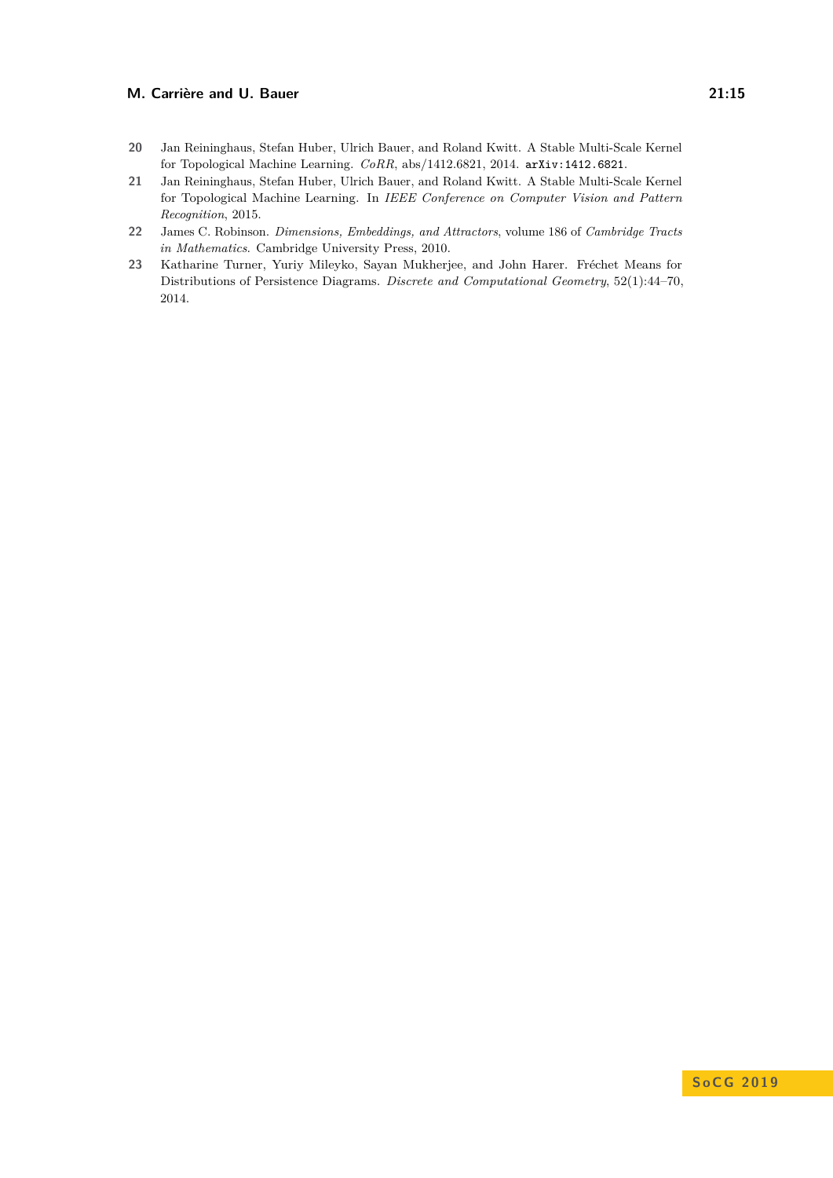20 Jan Reininghaus, Stefan Huber, Ulrich Bauer, and Roland Kwitt. A Stable Multi-Scale Kernel for Topological Machine Learning. *CoRR*, abs/1412.6821, 2014. `arXiv:1412.6821`.

21 Jan Reininghaus, Stefan Huber, Ulrich Bauer, and Roland Kwitt. A Stable Multi-Scale Kernel for Topological Machine Learning. In *IEEE Conference on Computer Vision and Pattern Recognition*, 2015.

22 James C. Robinson. *Dimensions, Embeddings, and Attractors*, volume 186 of *Cambridge Tracts in Mathematics*. Cambridge University Press, 2010.

23 Katharine Turner, Yuriy Mileyko, Sayan Mukherjee, and John Harer. Fréchet Means for Distributions of Persistence Diagrams. *Discrete and Computational Geometry*, 52(1):44–70, 2014.